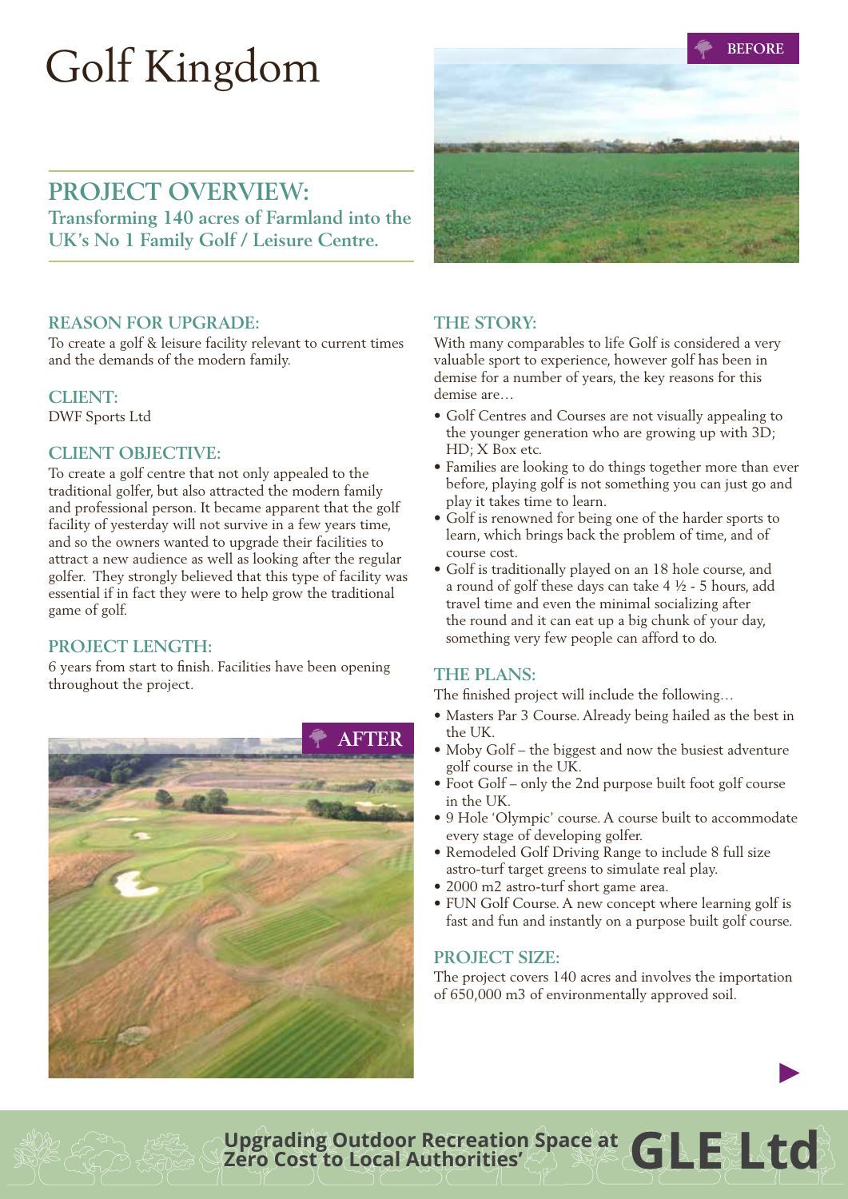# Golf Kingdom

## PROJECT OVERVIEW:

**Transforming 140 acres of Farmland into the UK's No 1 Family Golf / Leisure Centre.**

BEFORE

### REASON FOR UPGRADE:

To create a golf & leisure facility relevant to current times and the demands of the modern family.

### CLIENT:

DWF Sports Ltd

### CLIENT OBJECTIVE:

To create a golf centre that not only appealed to the traditional golfer, but also attracted the modern family and professional person. It became apparent that the golf facility of yesterday will not survive in a few years time, and so the owners wanted to upgrade their facilities to attract a new audience as well as looking after the regular golfer. They strongly believed that this type of facility was essential if in fact they were to help grow the traditional game of golf.

### PROJECT LENGTH:

6 years from start to finish. Facilities have been opening throughout the project.

AFTER

### THE STORY:

With many comparables to life Golf is considered a very valuable sport to experience, however golf has been in demise for a number of years, the key reasons for this demise are…

- Golf Centres and Courses are not visually appealing to the younger generation who are growing up with 3D; HD; X Box etc.
- Families are looking to do things together more than ever before, playing golf is not something you can just go and play it takes time to learn.
- Golf is renowned for being one of the harder sports to learn, which brings back the problem of time, and of course cost.
- Golf is traditionally played on an 18 hole course, and a round of golf these days can take 4 ½ - 5 hours, add travel time and even the minimal socializing after the round and it can eat up a big chunk of your day, something very few people can afford to do.

### THE PLANS:

The finished project will include the following…

- Masters Par 3 Course. Already being hailed as the best in the UK.
- Moby Golf – the biggest and now the busiest adventure golf course in the UK.
- Foot Golf – only the 2nd purpose built foot golf course in the UK.
- 9 Hole 'Olympic' course. A course built to accommodate every stage of developing golfer.
- Remodeled Golf Driving Range to include 8 full size astro-turf target greens to simulate real play.
- 2000 m2 astro-turf short game area.
- FUN Golf Course. A new concept where learning golf is fast and fun and instantly on a purpose built golf course.

### PROJECT SIZE:

The project covers 140 acres and involves the importation of 650,000 m3 of environmentally approved soil.

Upgrading Outdoor Recreation Space at Zero Cost to Local Authorities' **GLE Ltd**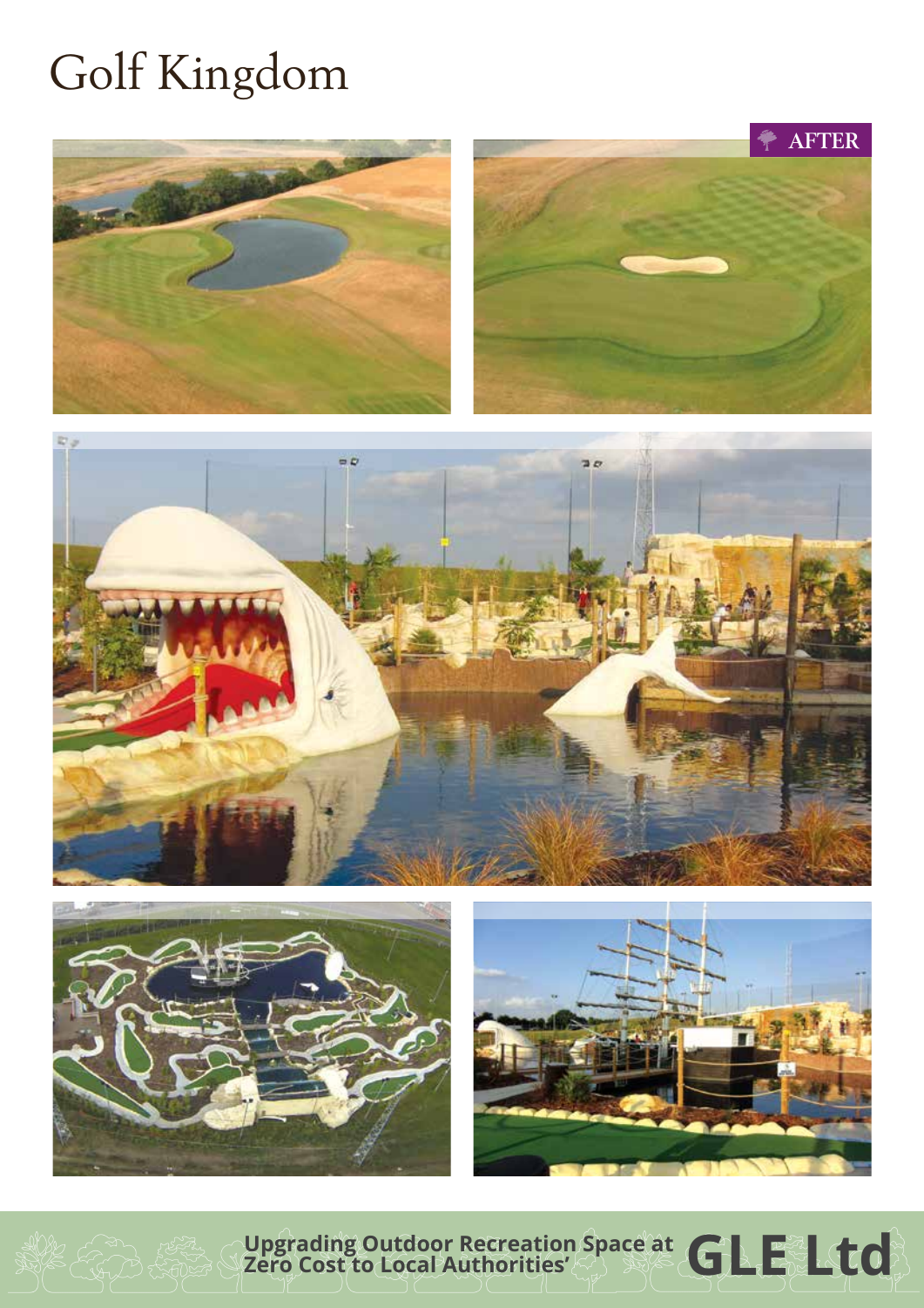# Golf Kingdom

AFTER